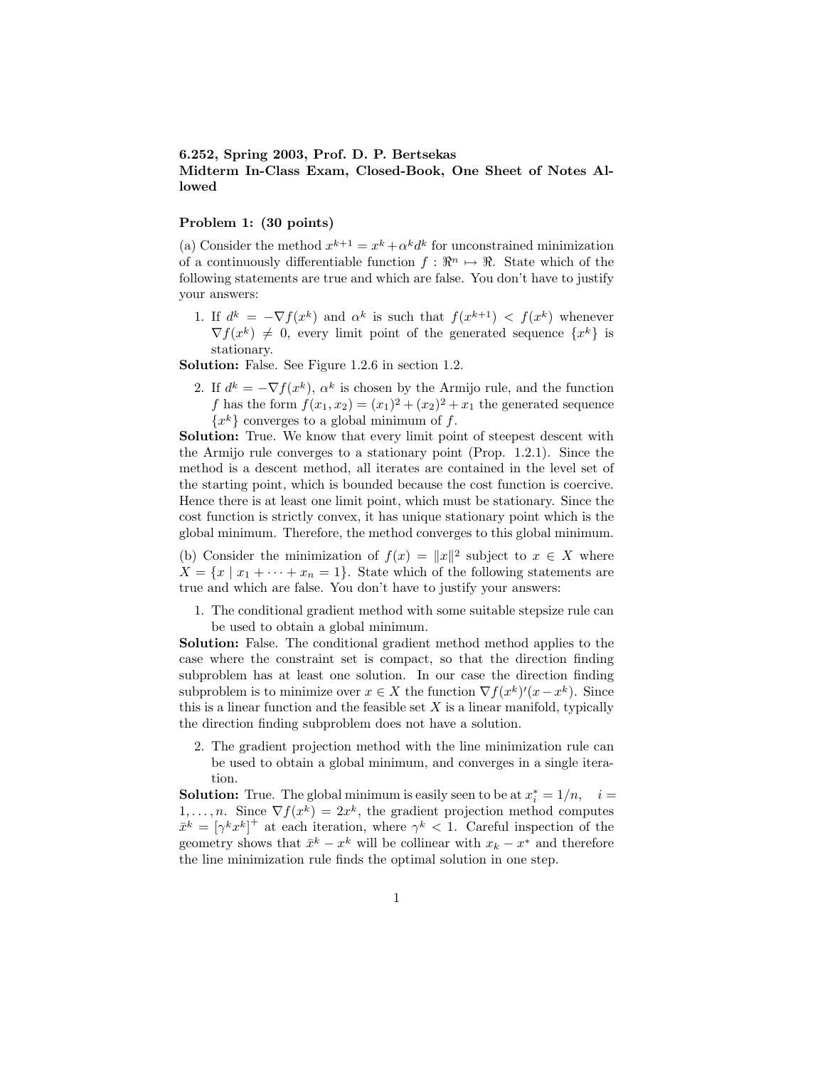**6.252, Spring 2003, Prof. D. P. Bertsekas**
**Midterm In-Class Exam, Closed-Book, One Sheet of Notes Allowed**

**Problem 1: (30 points)**

(a) Consider the method $x^{k+1} = x^k + \alpha^k d^k$ for unconstrained minimization of a continuously differentiable function $f : \Re^n \mapsto \Re$. State which of the following statements are true and which are false. You don't have to justify your answers:

1. If $d^k = -\nabla f(x^k)$ and $\alpha^k$ is such that $f(x^{k+1}) < f(x^k)$ whenever $\nabla f(x^k) \neq 0$, every limit point of the generated sequence $\{x^k\}$ is stationary.

**Solution:** False. See Figure 1.2.6 in section 1.2.

2. If $d^k = -\nabla f(x^k)$, $\alpha^k$ is chosen by the Armijo rule, and the function $f$ has the form $f(x_1, x_2) = (x_1)^2 + (x_2)^2 + x_1$ the generated sequence $\{x^k\}$ converges to a global minimum of $f$.

**Solution:** True. We know that every limit point of steepest descent with the Armijo rule converges to a stationary point (Prop. 1.2.1). Since the method is a descent method, all iterates are contained in the level set of the starting point, which is bounded because the cost function is coercive. Hence there is at least one limit point, which must be stationary. Since the cost function is strictly convex, it has unique stationary point which is the global minimum. Therefore, the method converges to this global minimum.

(b) Consider the minimization of $f(x) = \|x\|^2$ subject to $x \in X$ where $X = \{x \mid x_1 + \cdots + x_n = 1\}$. State which of the following statements are true and which are false. You don't have to justify your answers:

1. The conditional gradient method with some suitable stepsize rule can be used to obtain a global minimum.

**Solution:** False. The conditional gradient method method applies to the case where the constraint set is compact, so that the direction finding subproblem has at least one solution. In our case the direction finding subproblem is to minimize over $x \in X$ the function $\nabla f(x^k)'(x - x^k)$. Since this is a linear function and the feasible set $X$ is a linear manifold, typically the direction finding subproblem does not have a solution.

2. The gradient projection method with the line minimization rule can be used to obtain a global minimum, and converges in a single iteration.

**Solution:** True. The global minimum is easily seen to be at $x_i^* = 1/n, \quad i = 1, \ldots, n$. Since $\nabla f(x^k) = 2x^k$, the gradient projection method computes $\bar{x}^k = [\gamma^k x^k]^+$ at each iteration, where $\gamma^k < 1$. Careful inspection of the geometry shows that $\bar{x}^k - x^k$ will be collinear with $x_k - x^*$ and therefore the line minimization rule finds the optimal solution in one step.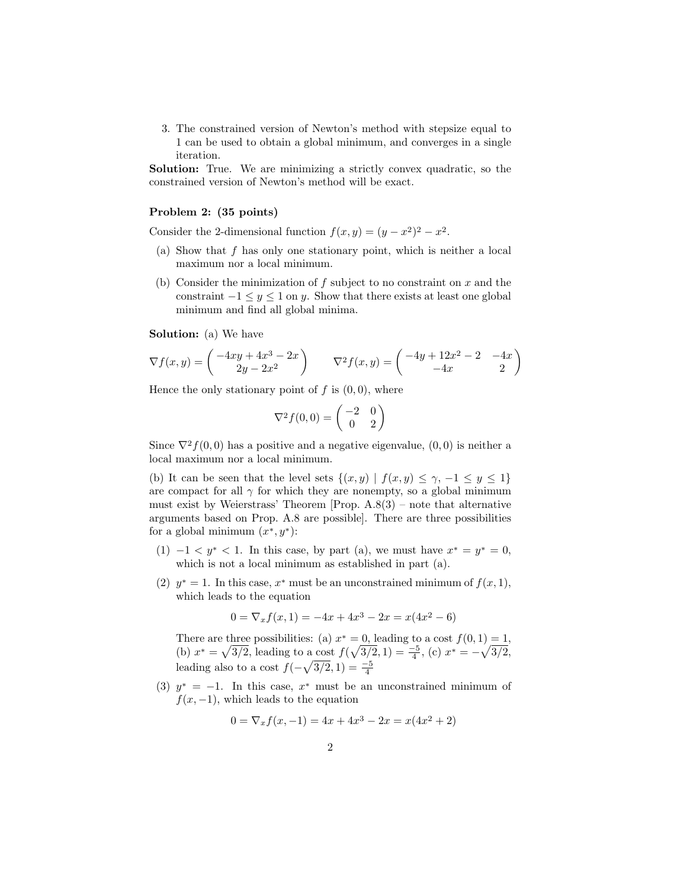3. The constrained version of Newton's method with stepsize equal to 1 can be used to obtain a global minimum, and converges in a single iteration.

**Solution:** True. We are minimizing a strictly convex quadratic, so the constrained version of Newton's method will be exact.

**Problem 2: (35 points)**

Consider the 2-dimensional function $f(x, y) = (y - x^2)^2 - x^2$.

(a) Show that $f$ has only one stationary point, which is neither a local maximum nor a local minimum.

(b) Consider the minimization of $f$ subject to no constraint on $x$ and the constraint $-1 \leq y \leq 1$ on $y$. Show that there exists at least one global minimum and find all global minima.

**Solution:** (a) We have

$$\nabla f(x,y) = \begin{pmatrix} -4xy + 4x^3 - 2x \\ 2y - 2x^2 \end{pmatrix} \qquad \nabla^2 f(x,y) = \begin{pmatrix} -4y + 12x^2 - 2 & -4x \\ -4x & 2 \end{pmatrix}$$

Hence the only stationary point of $f$ is $(0, 0)$, where

$$\nabla^2 f(0,0) = \begin{pmatrix} -2 & 0 \\ 0 & 2 \end{pmatrix}$$

Since $\nabla^2 f(0, 0)$ has a positive and a negative eigenvalue, $(0, 0)$ is neither a local maximum nor a local minimum.

(b) It can be seen that the level sets $\{(x, y) \mid f(x, y) \leq \gamma, \ -1 \leq y \leq 1\}$ are compact for all $\gamma$ for which they are nonempty, so a global minimum must exist by Weierstrass' Theorem [Prop. A.8(3) – note that alternative arguments based on Prop. A.8 are possible]. There are three possibilities for a global minimum $(x^*, y^*)$:

(1) $-1 < y^* < 1$. In this case, by part (a), we must have $x^* = y^* = 0$, which is not a local minimum as established in part (a).

(2) $y^* = 1$. In this case, $x^*$ must be an unconstrained minimum of $f(x, 1)$, which leads to the equation

$$0 = \nabla_x f(x, 1) = -4x + 4x^3 - 2x = x(4x^2 - 6)$$

There are three possibilities: (a) $x^* = 0$, leading to a cost $f(0, 1) = 1$, (b) $x^* = \sqrt{3/2}$, leading to a cost $f(\sqrt{3/2}, 1) = \frac{-5}{4}$, (c) $x^* = -\sqrt{3/2}$, leading also to a cost $f(-\sqrt{3/2}, 1) = \frac{-5}{4}$

(3) $y^* = -1$. In this case, $x^*$ must be an unconstrained minimum of $f(x, -1)$, which leads to the equation

$$0 = \nabla_x f(x, -1) = 4x + 4x^3 - 2x = x(4x^2 + 2)$$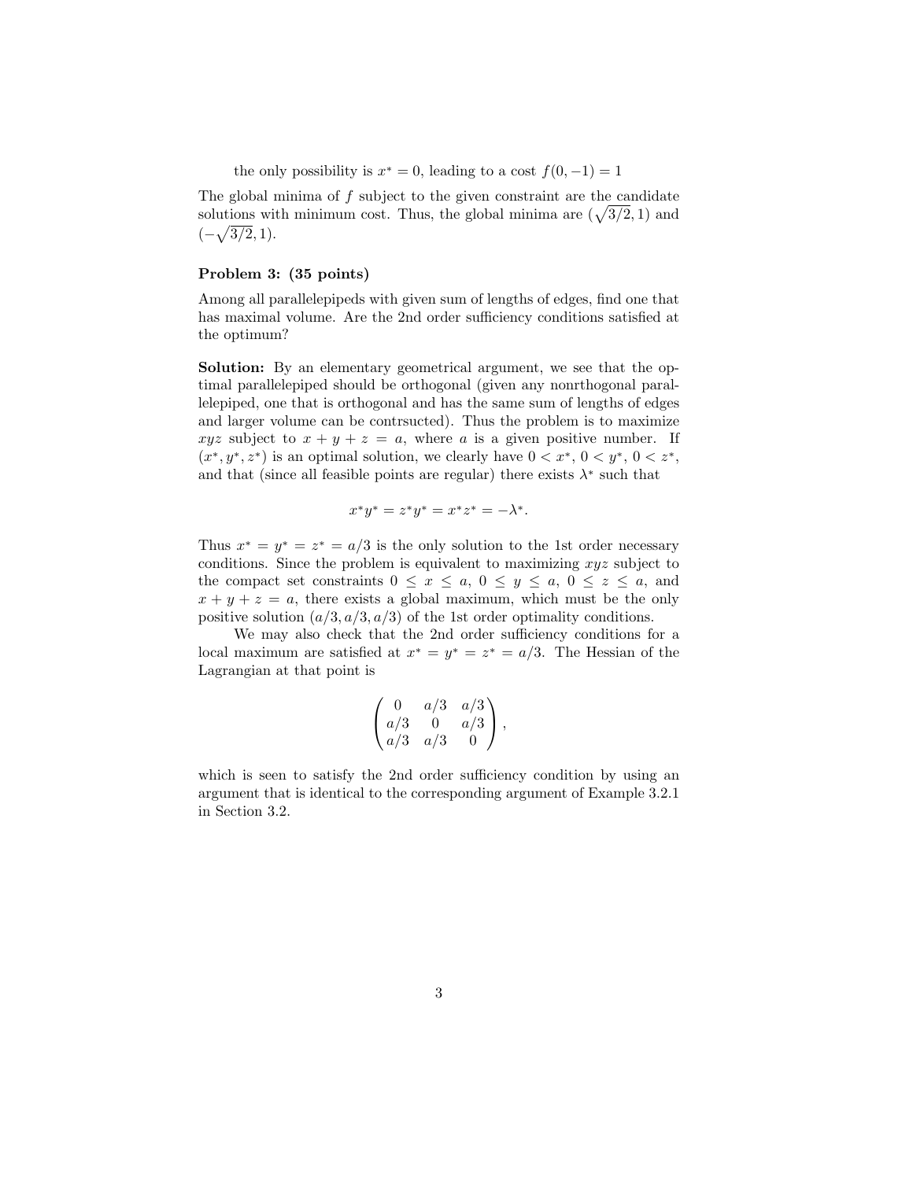the only possibility is $x^* = 0$, leading to a cost $f(0, -1) = 1$

The global minima of $f$ subject to the given constraint are the candidate solutions with minimum cost. Thus, the global minima are $(\sqrt{3/2}, 1)$ and $(-\sqrt{3/2}, 1)$.

**Problem 3: (35 points)**

Among all parallelepipeds with given sum of lengths of edges, find one that has maximal volume. Are the 2nd order sufficiency conditions satisfied at the optimum?

**Solution:** By an elementary geometrical argument, we see that the optimal parallelepiped should be orthogonal (given any nonrthogonal parallelepiped, one that is orthogonal and has the same sum of lengths of edges and larger volume can be contrsucted). Thus the problem is to maximize $xyz$ subject to $x + y + z = a$, where $a$ is a given positive number. If $(x^*, y^*, z^*)$ is an optimal solution, we clearly have $0 < x^*$, $0 < y^*$, $0 < z^*$, and that (since all feasible points are regular) there exists $\lambda^*$ such that

$$x^* y^* = z^* y^* = x^* z^* = -\lambda^*.$$

Thus $x^* = y^* = z^* = a/3$ is the only solution to the 1st order necessary conditions. Since the problem is equivalent to maximizing $xyz$ subject to the compact set constraints $0 \leq x \leq a$, $0 \leq y \leq a$, $0 \leq z \leq a$, and $x + y + z = a$, there exists a global maximum, which must be the only positive solution $(a/3, a/3, a/3)$ of the 1st order optimality conditions.

We may also check that the 2nd order sufficiency conditions for a local maximum are satisfied at $x^* = y^* = z^* = a/3$. The Hessian of the Lagrangian at that point is

$$\begin{pmatrix} 0 & a/3 & a/3 \\ a/3 & 0 & a/3 \\ a/3 & a/3 & 0 \end{pmatrix},$$

which is seen to satisfy the 2nd order sufficiency condition by using an argument that is identical to the corresponding argument of Example 3.2.1 in Section 3.2.